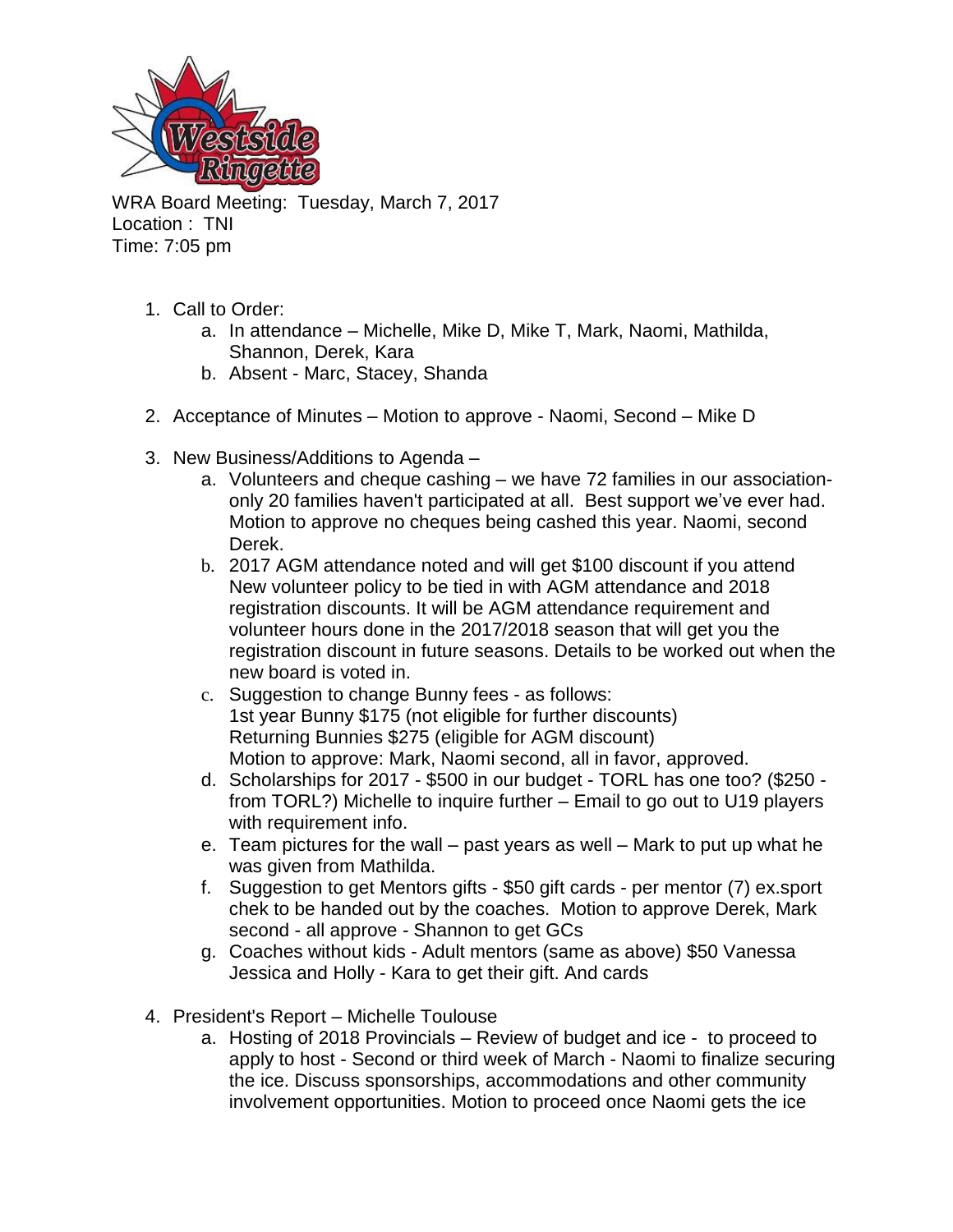WRA Board Meeting: Tuesday, March 7, 2017
Location : TNI
Time: 7:05 pm

1. Call to Order:
   a. In attendance – Michelle, Mike D, Mike T, Mark, Naomi, Mathilda, Shannon, Derek, Kara
   b. Absent - Marc, Stacey, Shanda

2. Acceptance of Minutes – Motion to approve - Naomi, Second – Mike D

3. New Business/Additions to Agenda –
   a. Volunteers and cheque cashing – we have 72 families in our association- only 20 families haven't participated at all. Best support we've ever had. Motion to approve no cheques being cashed this year. Naomi, second Derek.
   b. 2017 AGM attendance noted and will get $100 discount if you attend New volunteer policy to be tied in with AGM attendance and 2018 registration discounts. It will be AGM attendance requirement and volunteer hours done in the 2017/2018 season that will get you the registration discount in future seasons. Details to be worked out when the new board is voted in.
   c. Suggestion to change Bunny fees - as follows:
      1st year Bunny $175 (not eligible for further discounts)
      Returning Bunnies $275 (eligible for AGM discount)
      Motion to approve: Mark, Naomi second, all in favor, approved.
   d. Scholarships for 2017 - $500 in our budget - TORL has one too? ($250 - from TORL?) Michelle to inquire further – Email to go out to U19 players with requirement info.
   e. Team pictures for the wall – past years as well – Mark to put up what he was given from Mathilda.
   f. Suggestion to get Mentors gifts - $50 gift cards - per mentor (7) ex.sport chek to be handed out by the coaches. Motion to approve Derek, Mark second - all approve - Shannon to get GCs
   g. Coaches without kids - Adult mentors (same as above) $50 Vanessa Jessica and Holly - Kara to get their gift. And cards

4. President's Report – Michelle Toulouse
   a. Hosting of 2018 Provincials – Review of budget and ice - to proceed to apply to host - Second or third week of March - Naomi to finalize securing the ice. Discuss sponsorships, accommodations and other community involvement opportunities. Motion to proceed once Naomi gets the ice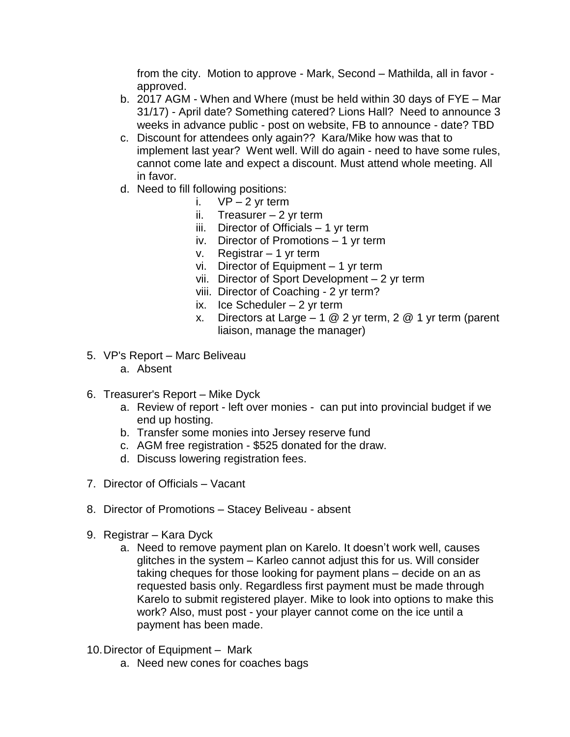from the city. Motion to approve - Mark, Second – Mathilda, all in favor - approved.

b. 2017 AGM - When and Where (must be held within 30 days of FYE – Mar 31/17) - April date? Something catered? Lions Hall? Need to announce 3 weeks in advance public - post on website, FB to announce - date? TBD

c. Discount for attendees only again?? Kara/Mike how was that to implement last year? Went well. Will do again - need to have some rules, cannot come late and expect a discount. Must attend whole meeting. All in favor.

d. Need to fill following positions:

    i. VP – 2 yr term
    ii. Treasurer – 2 yr term
    iii. Director of Officials – 1 yr term
    iv. Director of Promotions – 1 yr term
    v. Registrar – 1 yr term
    vi. Director of Equipment – 1 yr term
    vii. Director of Sport Development – 2 yr term
    viii. Director of Coaching - 2 yr term?
    ix. Ice Scheduler – 2 yr term
    x. Directors at Large – 1 @ 2 yr term, 2 @ 1 yr term (parent liaison, manage the manager)

5. VP's Report – Marc Beliveau
    a. Absent

6. Treasurer's Report – Mike Dyck
    a. Review of report - left over monies - can put into provincial budget if we end up hosting.
    b. Transfer some monies into Jersey reserve fund
    c. AGM free registration - $525 donated for the draw.
    d. Discuss lowering registration fees.

7. Director of Officials – Vacant

8. Director of Promotions – Stacey Beliveau - absent

9. Registrar – Kara Dyck
    a. Need to remove payment plan on Karelo. It doesn't work well, causes glitches in the system – Karleo cannot adjust this for us. Will consider taking cheques for those looking for payment plans – decide on an as requested basis only. Regardless first payment must be made through Karelo to submit registered player. Mike to look into options to make this work? Also, must post - your player cannot come on the ice until a payment has been made.

10. Director of Equipment – Mark
    a. Need new cones for coaches bags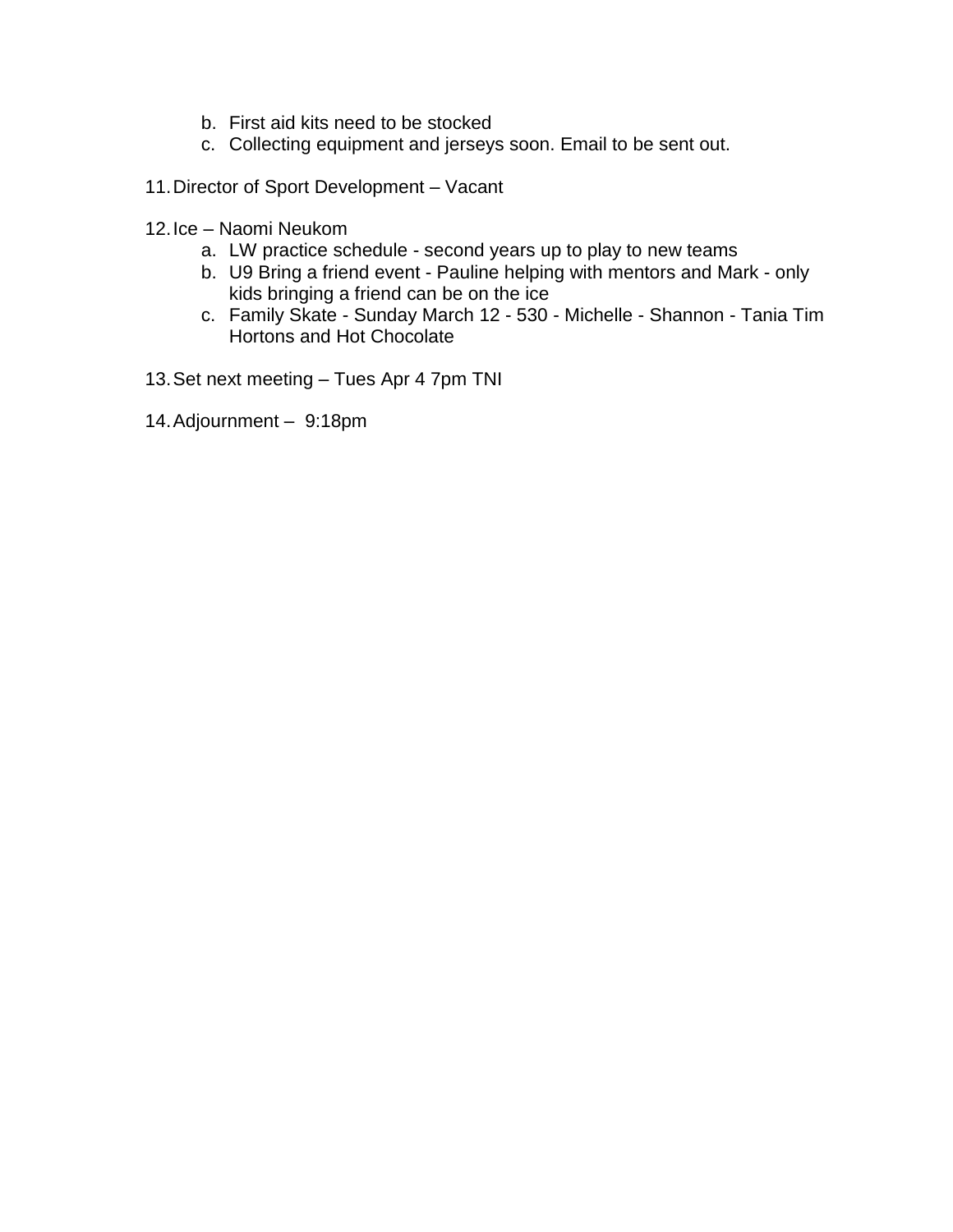b. First aid kits need to be stocked
   c. Collecting equipment and jerseys soon. Email to be sent out.

11. Director of Sport Development – Vacant

12. Ice – Naomi Neukom
    a. LW practice schedule - second years up to play to new teams
    b. U9 Bring a friend event - Pauline helping with mentors and Mark - only kids bringing a friend can be on the ice
    c. Family Skate - Sunday March 12 - 530 - Michelle - Shannon - Tania Tim Hortons and Hot Chocolate

13. Set next meeting – Tues Apr 4 7pm TNI

14. Adjournment – 9:18pm